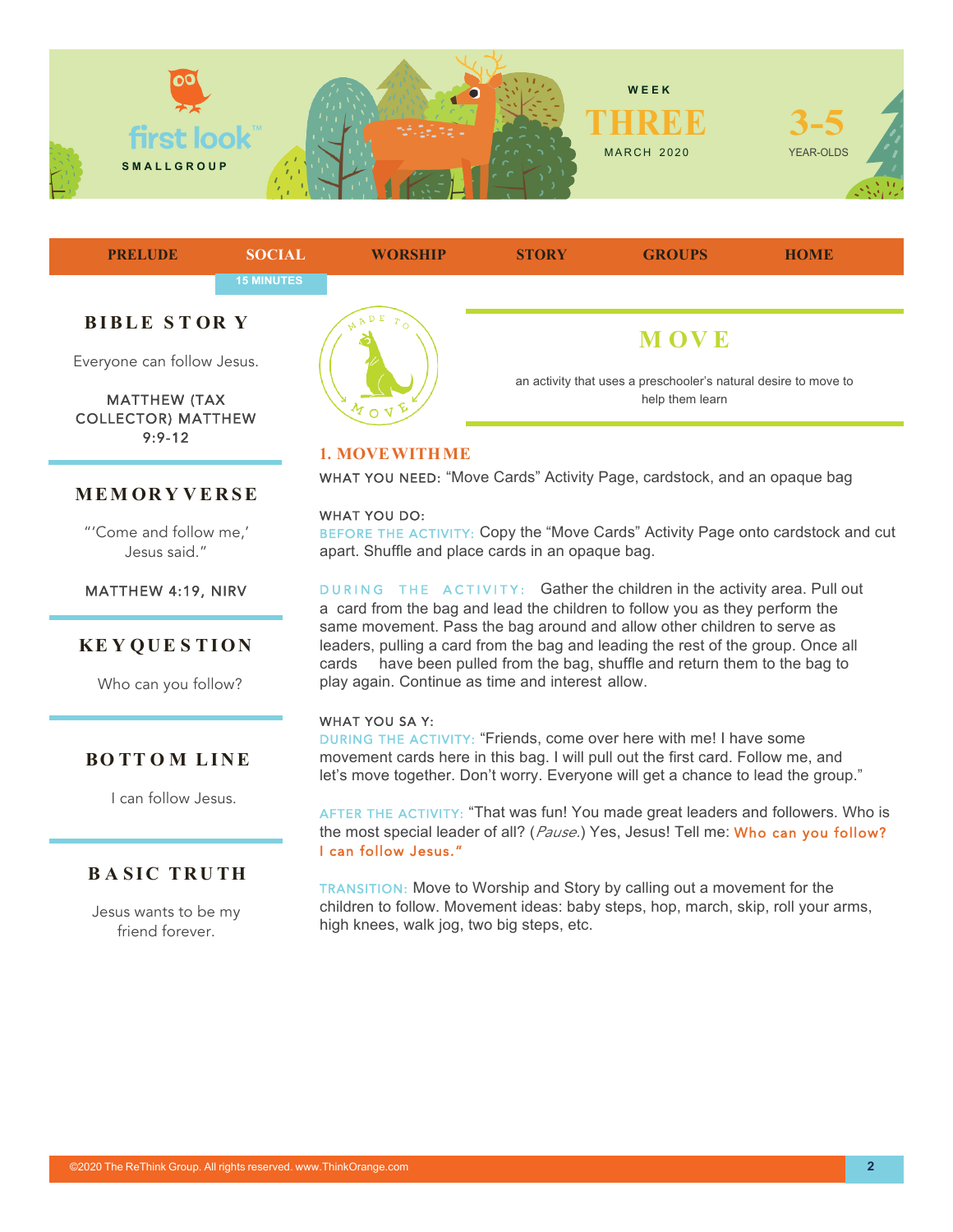first look SMALLGROUP

WEEK **THREE** MARCH 2020

**3-5** YEAR-OLDS

PRELUDE | SOCIAL | WORSHIP | STORY | GROUPS | HOME

15 MINUTES

## BIBLE STORY

Everyone can follow Jesus.

MATTHEW (TAX COLLECTOR) MATTHEW 9:9-12

## MEMORY VERSE

"'Come and follow me,' Jesus said."

MATTHEW 4:19, NIRV

## KEY QUESTION

Who can you follow?

## BOTTOM LINE

I can follow Jesus.

## BASIC TRUTH

Jesus wants to be my friend forever.

MADE TO MOVE

## MOVE

an activity that uses a preschooler's natural desire to move to help them learn

### 1. MOVE WITH ME

WHAT YOU NEED: "Move Cards" Activity Page, cardstock, and an opaque bag

WHAT YOU DO:

BEFORE THE ACTIVITY: Copy the "Move Cards" Activity Page onto cardstock and cut apart. Shuffle and place cards in an opaque bag.

DURING THE ACTIVITY: Gather the children in the activity area. Pull out a card from the bag and lead the children to follow you as they perform the same movement. Pass the bag around and allow other children to serve as leaders, pulling a card from the bag and leading the rest of the group. Once all cards have been pulled from the bag, shuffle and return them to the bag to play again. Continue as time and interest allow.

WHAT YOU SAY:

DURING THE ACTIVITY: "Friends, come over here with me! I have some movement cards here in this bag. I will pull out the first card. Follow me, and let's move together. Don't worry. Everyone will get a chance to lead the group."

AFTER THE ACTIVITY: "That was fun! You made great leaders and followers. Who is the most special leader of all? (*Pause.*) Yes, Jesus! Tell me: **Who can you follow? I can follow Jesus.**"

TRANSITION: Move to Worship and Story by calling out a movement for the children to follow. Movement ideas: baby steps, hop, march, skip, roll your arms, high knees, walk jog, two big steps, etc.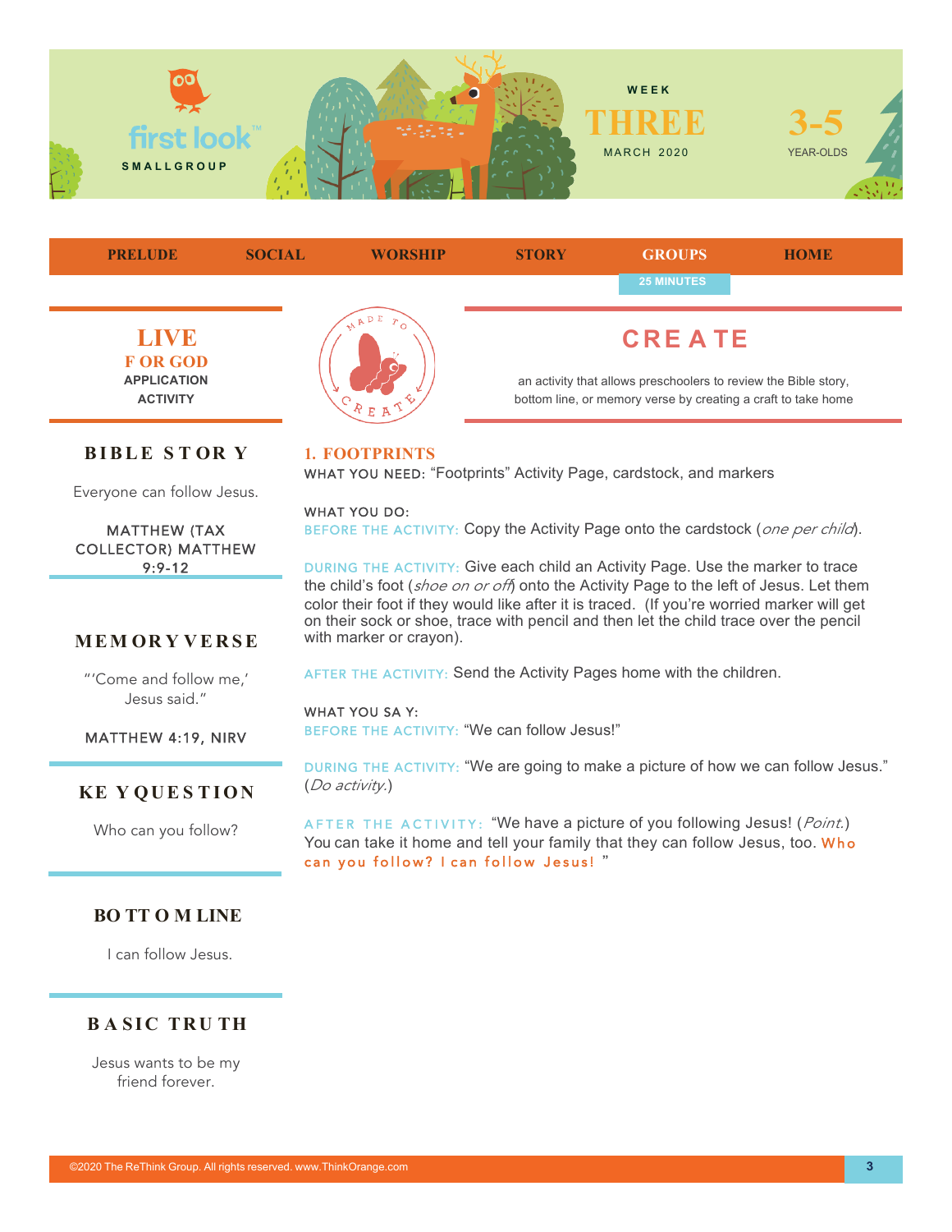first look SMALLGROUP

WEEK THREE MARCH 2020

3-5 YEAR-OLDS

PRELUDE | SOCIAL | WORSHIP | STORY | GROUPS | HOME

25 MINUTES

## LIVE FOR GOD

APPLICATION ACTIVITY

## CREATE

an activity that allows preschoolers to review the Bible story, bottom line, or memory verse by creating a craft to take home

### 1. FOOTPRINTS

WHAT YOU NEED: "Footprints" Activity Page, cardstock, and markers

WHAT YOU DO:

BEFORE THE ACTIVITY: Copy the Activity Page onto the cardstock (*one per child*).

DURING THE ACTIVITY: Give each child an Activity Page. Use the marker to trace the child's foot (*shoe on or off*) onto the Activity Page to the left of Jesus. Let them color their foot if they would like after it is traced. (If you're worried marker will get on their sock or shoe, trace with pencil and then let the child trace over the pencil with marker or crayon).

AFTER THE ACTIVITY: Send the Activity Pages home with the children.

WHAT YOU SAY:

BEFORE THE ACTIVITY: "We can follow Jesus!"

DURING THE ACTIVITY: "We are going to make a picture of how we can follow Jesus." (*Do activity.*)

AFTER THE ACTIVITY: "We have a picture of you following Jesus! (*Point.*) You can take it home and tell your family that they can follow Jesus, too. **Who can you follow? I can follow Jesus!**"

### BIBLE STORY

Everyone can follow Jesus.

MATTHEW (TAX COLLECTOR) MATTHEW 9:9-12

### MEMORY VERSE

"'Come and follow me,' Jesus said."

MATTHEW 4:19, NIRV

### KEY QUESTION

Who can you follow?

### BOTTOM LINE

I can follow Jesus.

### BASIC TRUTH

Jesus wants to be my friend forever.

©2020 The ReThink Group. All rights reserved. www.ThinkOrange.com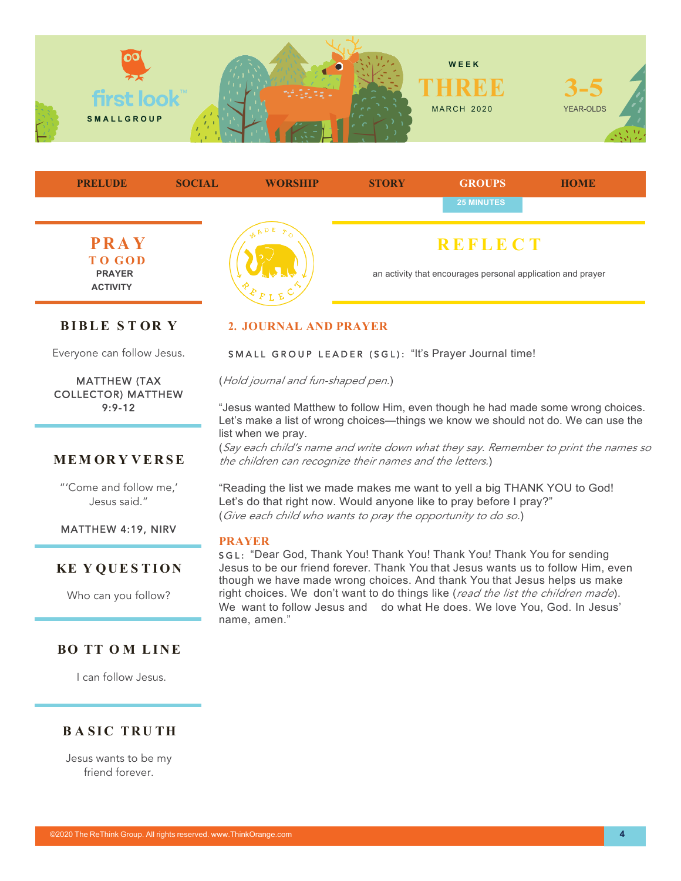first look SMALLGROUP

WEEK **THREE** MARCH 2020 **3-5** YEAR-OLDS

PRELUDE | SOCIAL | WORSHIP | STORY | GROUPS | HOME

25 MINUTES

## PRAY TO GOD

PRAYER ACTIVITY

## REFLECT

an activity that encourages personal application and prayer

### 2. JOURNAL AND PRAYER

SMALL GROUP LEADER (SGL): "It's Prayer Journal time!

(*Hold journal and fun-shaped pen.*)

"Jesus wanted Matthew to follow Him, even though he had made some wrong choices. Let's make a list of wrong choices—things we know we should not do. We can use the list when we pray.

(*Say each child's name and write down what they say. Remember to print the names so the children can recognize their names and the letters.*)

"Reading the list we made makes me want to yell a big THANK YOU to God! Let's do that right now. Would anyone like to pray before I pray?"

(*Give each child who wants to pray the opportunity to do so.*)

**PRAYER**

SGL: "Dear God, Thank You! Thank You! Thank You! Thank You for sending Jesus to be our friend forever. Thank You that Jesus wants us to follow Him, even though we have made wrong choices. And thank You that Jesus helps us make right choices. We don't want to do things like (*read the list the children made*). We want to follow Jesus and do what He does. We love You, God. In Jesus' name, amen."

## BIBLE STORY

Everyone can follow Jesus.

MATTHEW (TAX COLLECTOR) MATTHEW 9:9-12

## MEMORY VERSE

"'Come and follow me,' Jesus said."

MATTHEW 4:19, NIRV

## KEY QUESTION

Who can you follow?

## BOTTOM LINE

I can follow Jesus.

## BASIC TRUTH

Jesus wants to be my friend forever.

©2020 The ReThink Group. All rights reserved. www.ThinkOrange.com